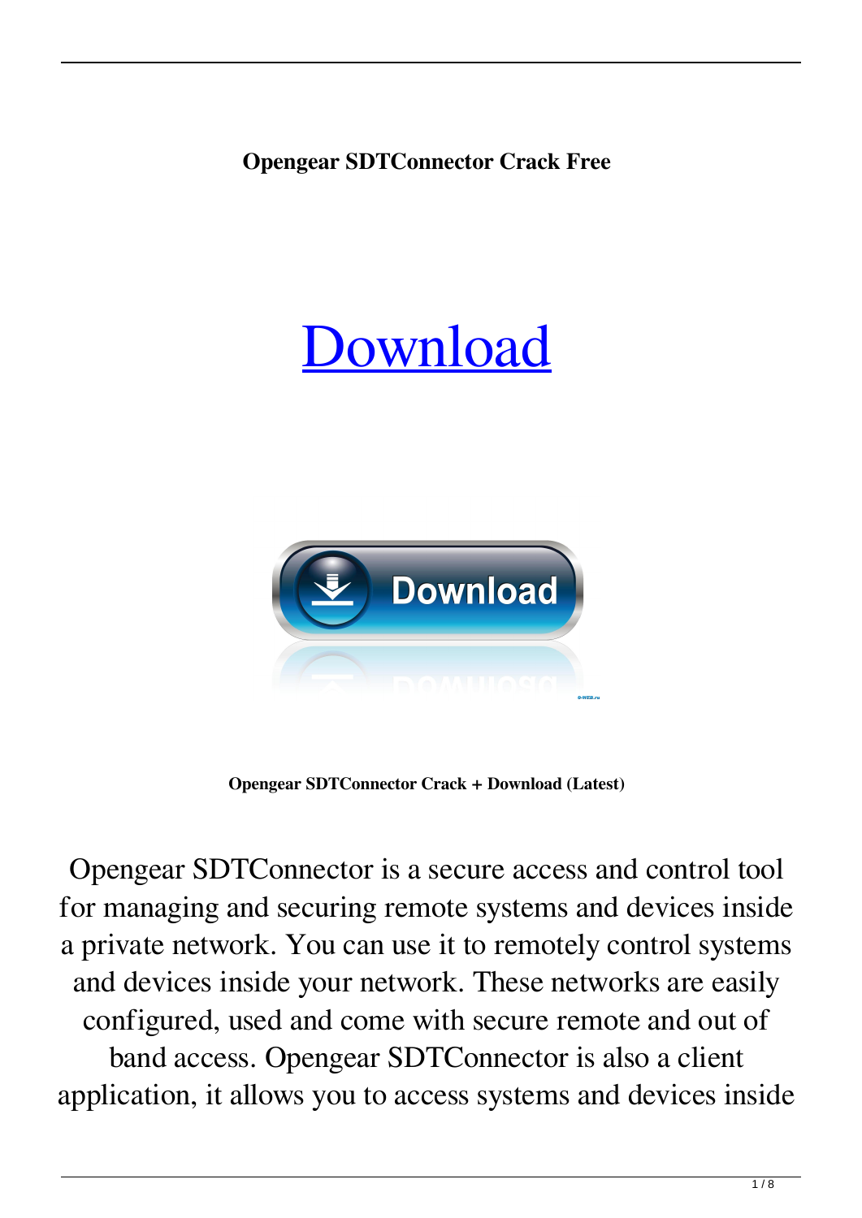**Opengear SDTConnector Crack Free**

[Download](#)

**Opengear SDTConnector Crack + Download (Latest)**

Opengear SDTConnector is a secure access and control tool for managing and securing remote systems and devices inside a private network. You can use it to remotely control systems and devices inside your network. These networks are easily configured, used and come with secure remote and out of band access. Opengear SDTConnector is also a client application, it allows you to access systems and devices inside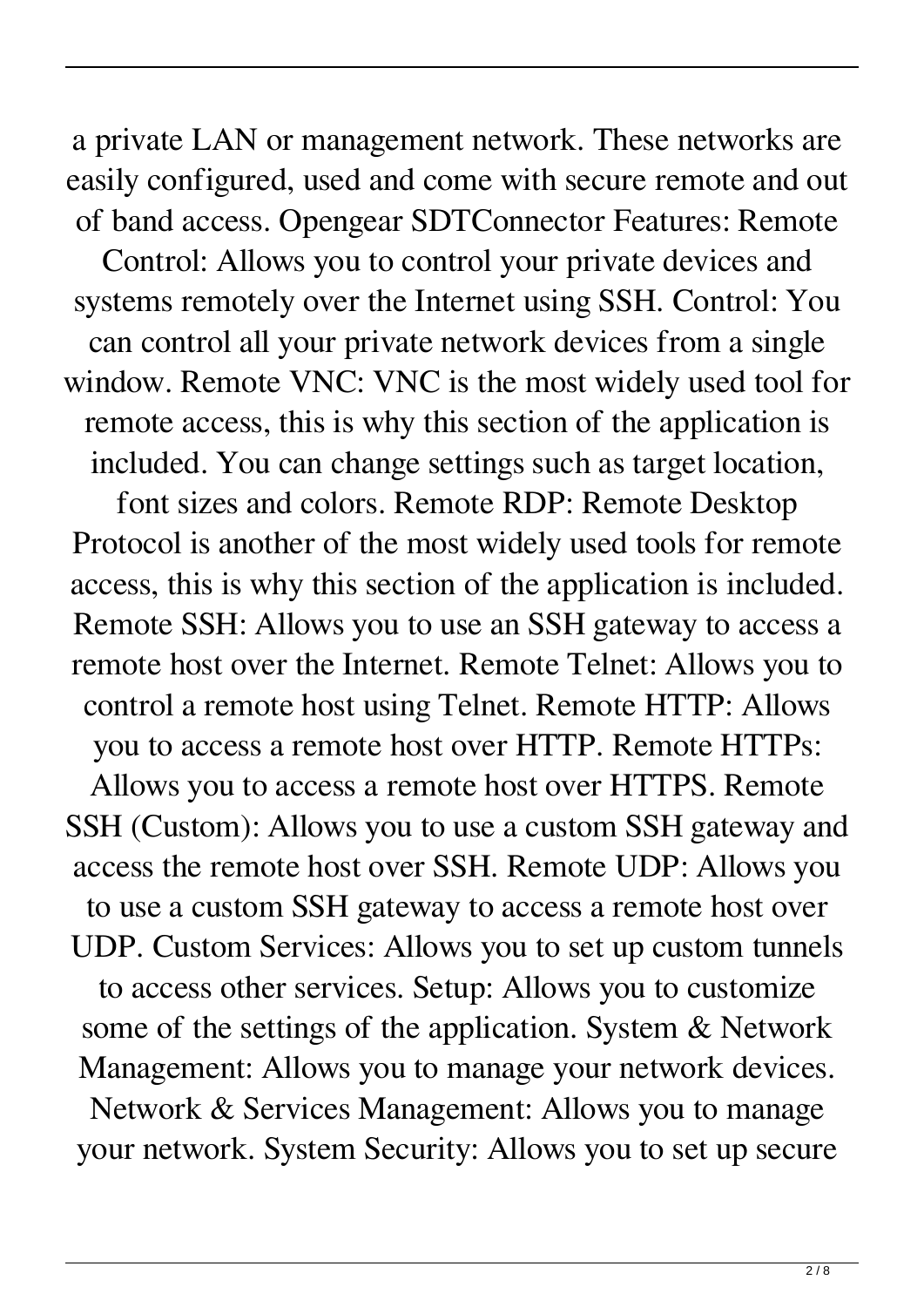a private LAN or management network. These networks are easily configured, used and come with secure remote and out of band access. Opengear SDTConnector Features: Remote Control: Allows you to control your private devices and systems remotely over the Internet using SSH. Control: You can control all your private network devices from a single window. Remote VNC: VNC is the most widely used tool for remote access, this is why this section of the application is included. You can change settings such as target location, font sizes and colors. Remote RDP: Remote Desktop Protocol is another of the most widely used tools for remote access, this is why this section of the application is included. Remote SSH: Allows you to use an SSH gateway to access a remote host over the Internet. Remote Telnet: Allows you to control a remote host using Telnet. Remote HTTP: Allows you to access a remote host over HTTP. Remote HTTPs: Allows you to access a remote host over HTTPS. Remote SSH (Custom): Allows you to use a custom SSH gateway and access the remote host over SSH. Remote UDP: Allows you to use a custom SSH gateway to access a remote host over UDP. Custom Services: Allows you to set up custom tunnels to access other services. Setup: Allows you to customize some of the settings of the application. System & Network Management: Allows you to manage your network devices. Network & Services Management: Allows you to manage your network. System Security: Allows you to set up secure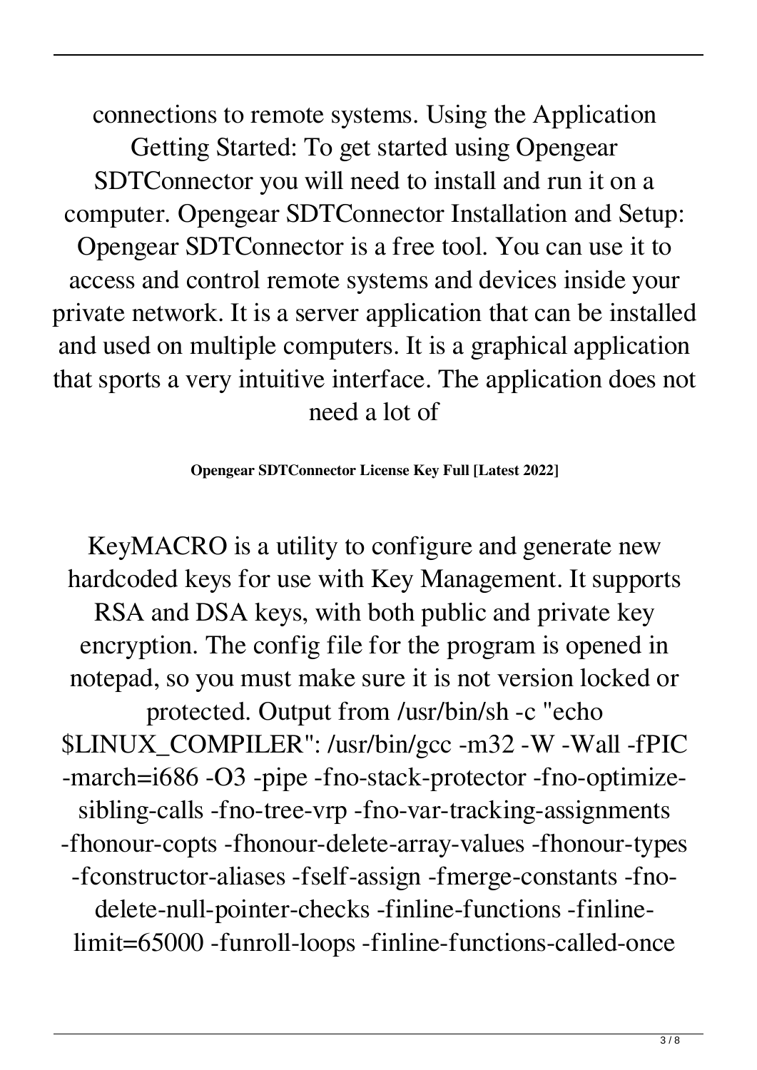connections to remote systems. Using the Application Getting Started: To get started using Opengear SDTConnector you will need to install and run it on a computer. Opengear SDTConnector Installation and Setup: Opengear SDTConnector is a free tool. You can use it to access and control remote systems and devices inside your private network. It is a server application that can be installed and used on multiple computers. It is a graphical application that sports a very intuitive interface. The application does not need a lot of

**Opengear SDTConnector License Key Full [Latest 2022]**

KeyMACRO is a utility to configure and generate new hardcoded keys for use with Key Management. It supports RSA and DSA keys, with both public and private key encryption. The config file for the program is opened in notepad, so you must make sure it is not version locked or protected. Output from /usr/bin/sh -c "echo $LINUX_COMPILER": /usr/bin/gcc -m32 -W -Wall -fPIC -march=i686 -O3 -pipe -fno-stack-protector -fno-optimize-sibling-calls -fno-tree-vrp -fno-var-tracking-assignments -fhonour-copts -fhonour-delete-array-values -fhonour-types -fconstructor-aliases -fself-assign -fmerge-constants -fno-delete-null-pointer-checks -finline-functions -finline-limit=65000 -funroll-loops -finline-functions-called-once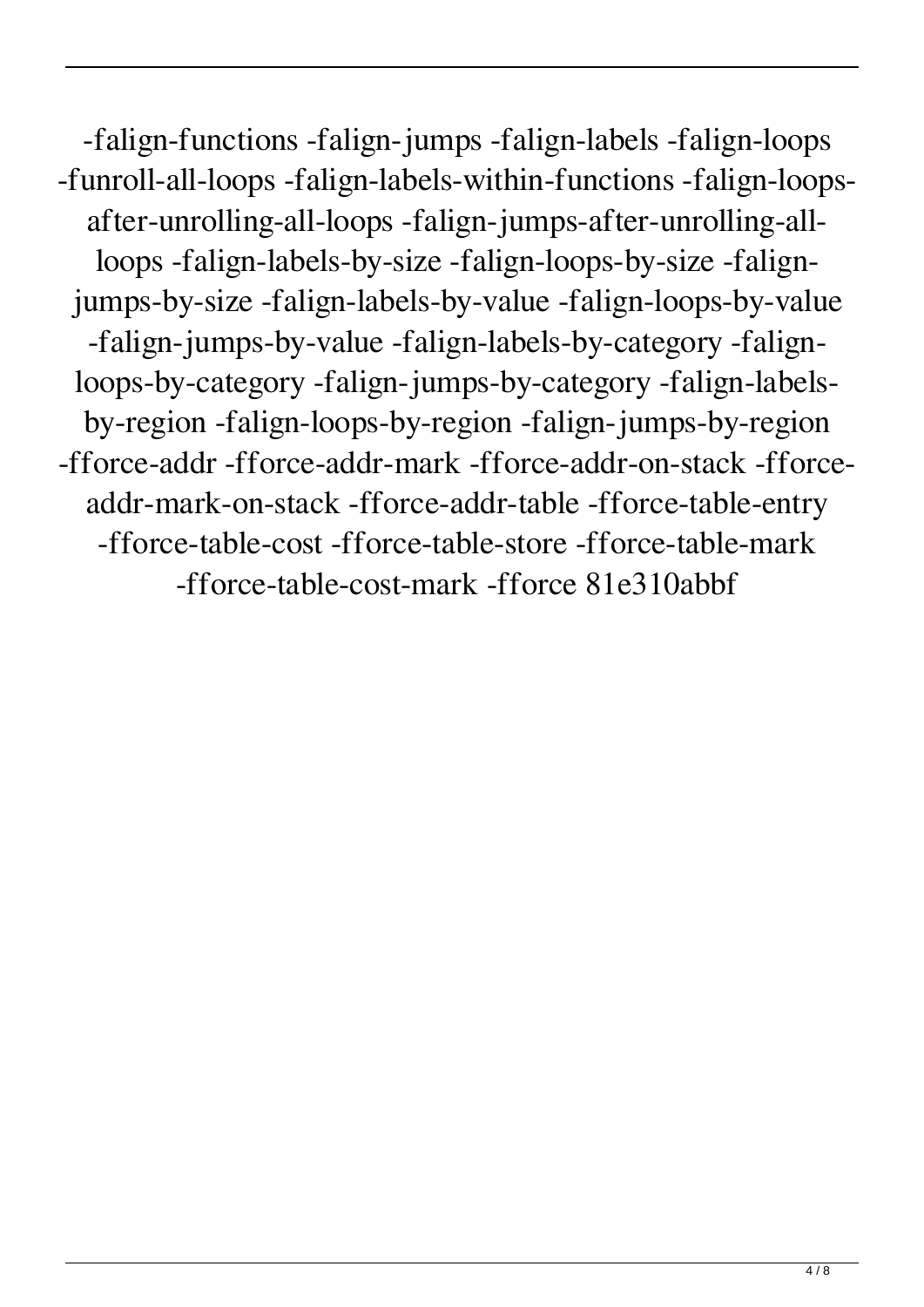-falign-functions -falign-jumps -falign-labels -falign-loops -funroll-all-loops -falign-labels-within-functions -falign-loops-after-unrolling-all-loops -falign-jumps-after-unrolling-all-loops -falign-labels-by-size -falign-loops-by-size -falign-jumps-by-size -falign-labels-by-value -falign-loops-by-value -falign-jumps-by-value -falign-labels-by-category -falign-loops-by-category -falign-jumps-by-category -falign-labels-by-region -falign-loops-by-region -falign-jumps-by-region -fforce-addr -fforce-addr-mark -fforce-addr-on-stack -fforce-addr-mark-on-stack -fforce-addr-table -fforce-table-entry -fforce-table-cost -fforce-table-store -fforce-table-mark -fforce-table-cost-mark -fforce 81e310abbf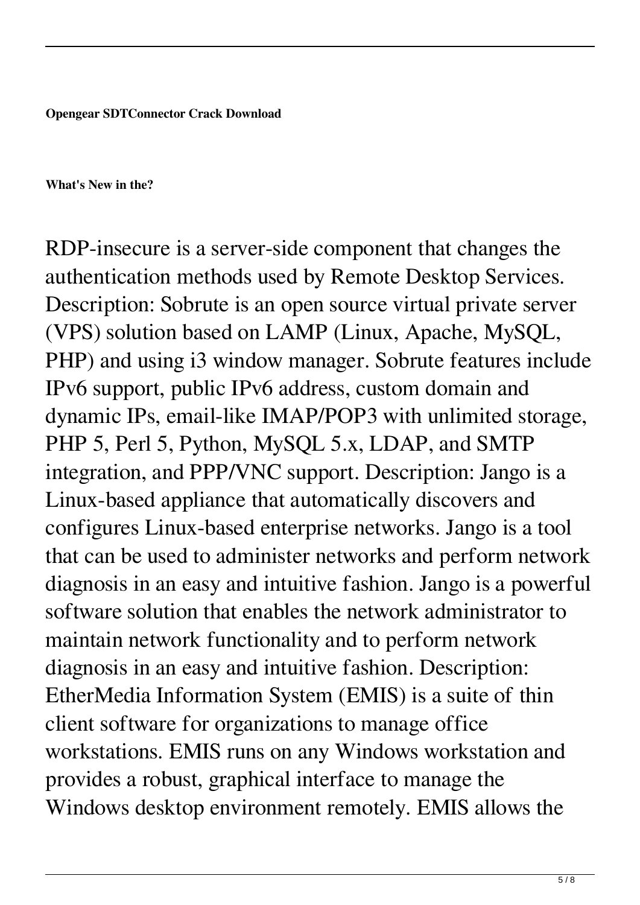**Opengear SDTConnector Crack Download**

**What's New in the?**

RDP-insecure is a server-side component that changes the authentication methods used by Remote Desktop Services. Description: Sobrute is an open source virtual private server (VPS) solution based on LAMP (Linux, Apache, MySQL, PHP) and using i3 window manager. Sobrute features include IPv6 support, public IPv6 address, custom domain and dynamic IPs, email-like IMAP/POP3 with unlimited storage, PHP 5, Perl 5, Python, MySQL 5.x, LDAP, and SMTP integration, and PPP/VNC support. Description: Jango is a Linux-based appliance that automatically discovers and configures Linux-based enterprise networks. Jango is a tool that can be used to administer networks and perform network diagnosis in an easy and intuitive fashion. Jango is a powerful software solution that enables the network administrator to maintain network functionality and to perform network diagnosis in an easy and intuitive fashion. Description: EtherMedia Information System (EMIS) is a suite of thin client software for organizations to manage office workstations. EMIS runs on any Windows workstation and provides a robust, graphical interface to manage the Windows desktop environment remotely. EMIS allows the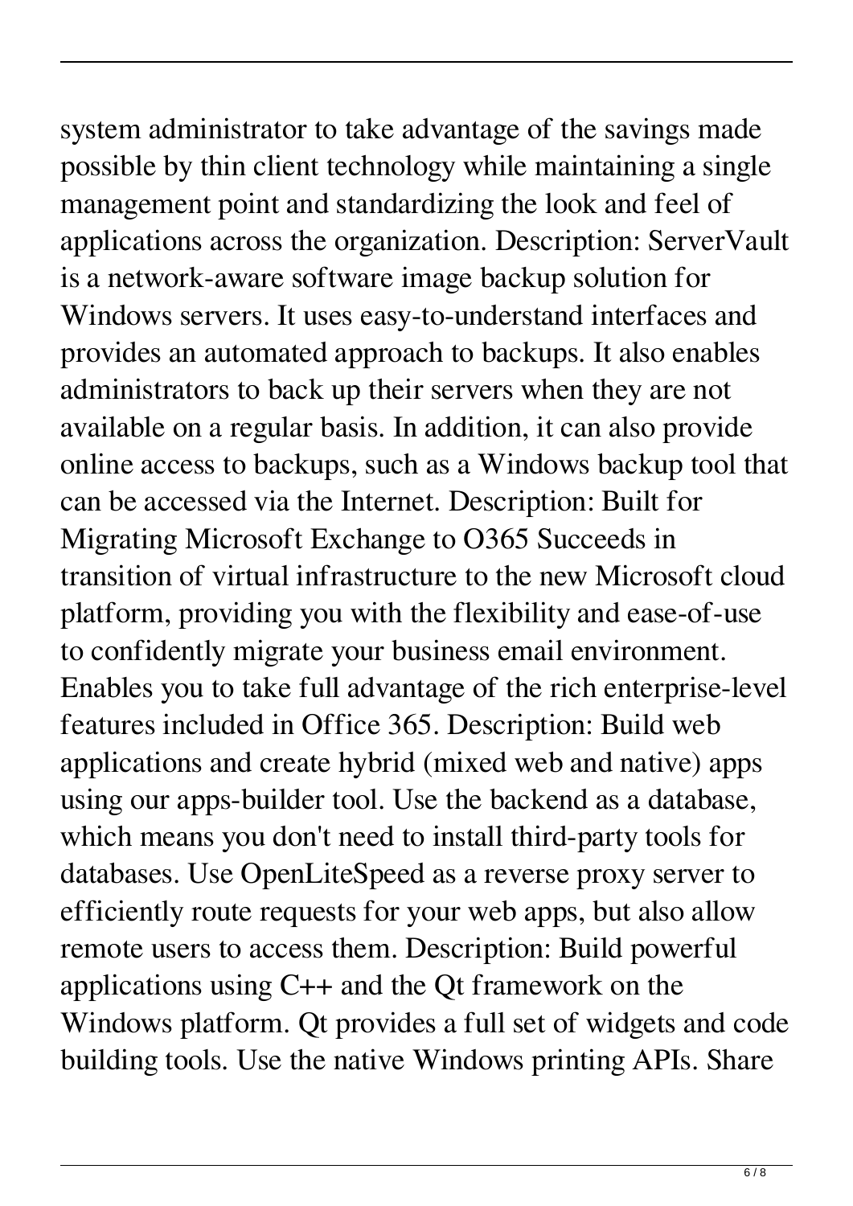system administrator to take advantage of the savings made possible by thin client technology while maintaining a single management point and standardizing the look and feel of applications across the organization. Description: ServerVault is a network-aware software image backup solution for Windows servers. It uses easy-to-understand interfaces and provides an automated approach to backups. It also enables administrators to back up their servers when they are not available on a regular basis. In addition, it can also provide online access to backups, such as a Windows backup tool that can be accessed via the Internet. Description: Built for Migrating Microsoft Exchange to O365 Succeeds in transition of virtual infrastructure to the new Microsoft cloud platform, providing you with the flexibility and ease-of-use to confidently migrate your business email environment. Enables you to take full advantage of the rich enterprise-level features included in Office 365. Description: Build web applications and create hybrid (mixed web and native) apps using our apps-builder tool. Use the backend as a database, which means you don't need to install third-party tools for databases. Use OpenLiteSpeed as a reverse proxy server to efficiently route requests for your web apps, but also allow remote users to access them. Description: Build powerful applications using C++ and the Qt framework on the Windows platform. Qt provides a full set of widgets and code building tools. Use the native Windows printing APIs. Share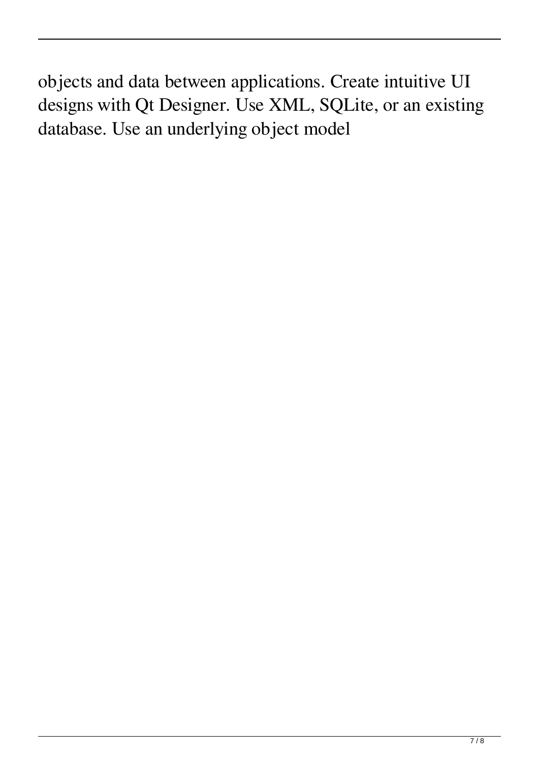objects and data between applications. Create intuitive UI designs with Qt Designer. Use XML, SQLite, or an existing database. Use an underlying object model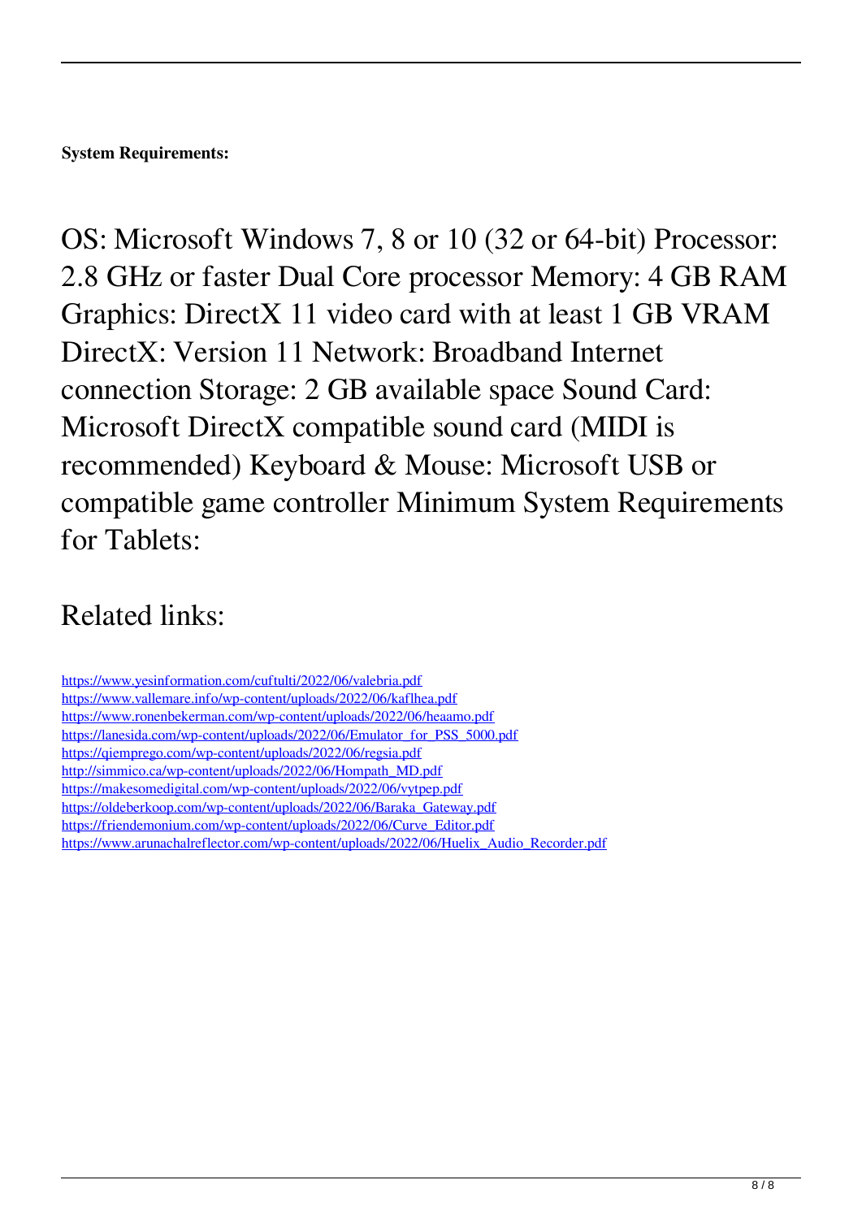**System Requirements:**

OS: Microsoft Windows 7, 8 or 10 (32 or 64-bit) Processor: 2.8 GHz or faster Dual Core processor Memory: 4 GB RAM Graphics: DirectX 11 video card with at least 1 GB VRAM DirectX: Version 11 Network: Broadband Internet connection Storage: 2 GB available space Sound Card: Microsoft DirectX compatible sound card (MIDI is recommended) Keyboard & Mouse: Microsoft USB or compatible game controller Minimum System Requirements for Tablets:

Related links:

https://www.yesinformation.com/cuftulti/2022/06/valebria.pdf
https://www.vallemare.info/wp-content/uploads/2022/06/kaflhea.pdf
https://www.ronenbekerman.com/wp-content/uploads/2022/06/heaamo.pdf
https://lanesida.com/wp-content/uploads/2022/06/Emulator_for_PSS_5000.pdf
https://qiemprego.com/wp-content/uploads/2022/06/regsia.pdf
http://simmico.ca/wp-content/uploads/2022/06/Hompath_MD.pdf
https://makesomedigital.com/wp-content/uploads/2022/06/vytpep.pdf
https://oldeberkoop.com/wp-content/uploads/2022/06/Baraka_Gateway.pdf
https://friendemonium.com/wp-content/uploads/2022/06/Curve_Editor.pdf
https://www.arunachalreflector.com/wp-content/uploads/2022/06/Huelix_Audio_Recorder.pdf